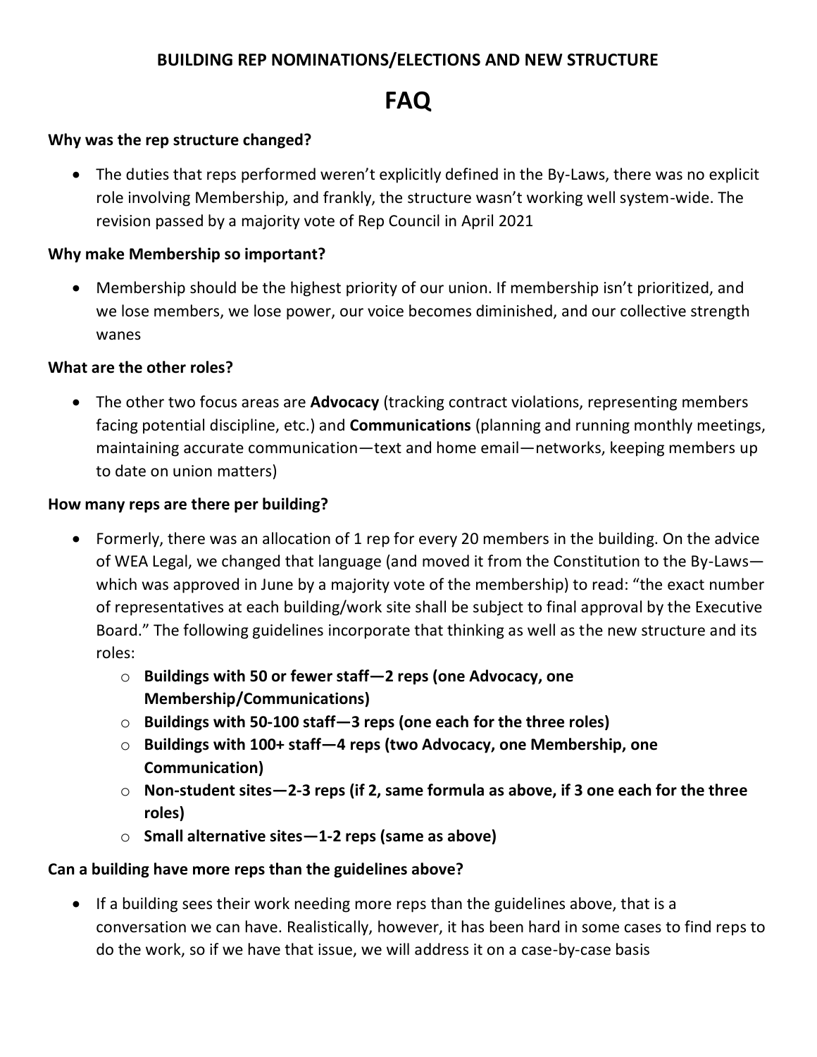# BUILDING REP NOMINATIONS/ELECTIONS AND NEW STRUCTURE

# FAQ

**Why was the rep structure changed?**

- The duties that reps performed weren't explicitly defined in the By-Laws, there was no explicit role involving Membership, and frankly, the structure wasn't working well system-wide. The revision passed by a majority vote of Rep Council in April 2021

**Why make Membership so important?**

- Membership should be the highest priority of our union. If membership isn't prioritized, and we lose members, we lose power, our voice becomes diminished, and our collective strength wanes

**What are the other roles?**

- The other two focus areas are **Advocacy** (tracking contract violations, representing members facing potential discipline, etc.) and **Communications** (planning and running monthly meetings, maintaining accurate communication—text and home email—networks, keeping members up to date on union matters)

**How many reps are there per building?**

- Formerly, there was an allocation of 1 rep for every 20 members in the building. On the advice of WEA Legal, we changed that language (and moved it from the Constitution to the By-Laws—which was approved in June by a majority vote of the membership) to read: "the exact number of representatives at each building/work site shall be subject to final approval by the Executive Board." The following guidelines incorporate that thinking as well as the new structure and its roles:
  - **Buildings with 50 or fewer staff—2 reps (one Advocacy, one Membership/Communications)**
  - **Buildings with 50-100 staff—3 reps (one each for the three roles)**
  - **Buildings with 100+ staff—4 reps (two Advocacy, one Membership, one Communication)**
  - **Non-student sites—2-3 reps (if 2, same formula as above, if 3 one each for the three roles)**
  - **Small alternative sites—1-2 reps (same as above)**

**Can a building have more reps than the guidelines above?**

- If a building sees their work needing more reps than the guidelines above, that is a conversation we can have. Realistically, however, it has been hard in some cases to find reps to do the work, so if we have that issue, we will address it on a case-by-case basis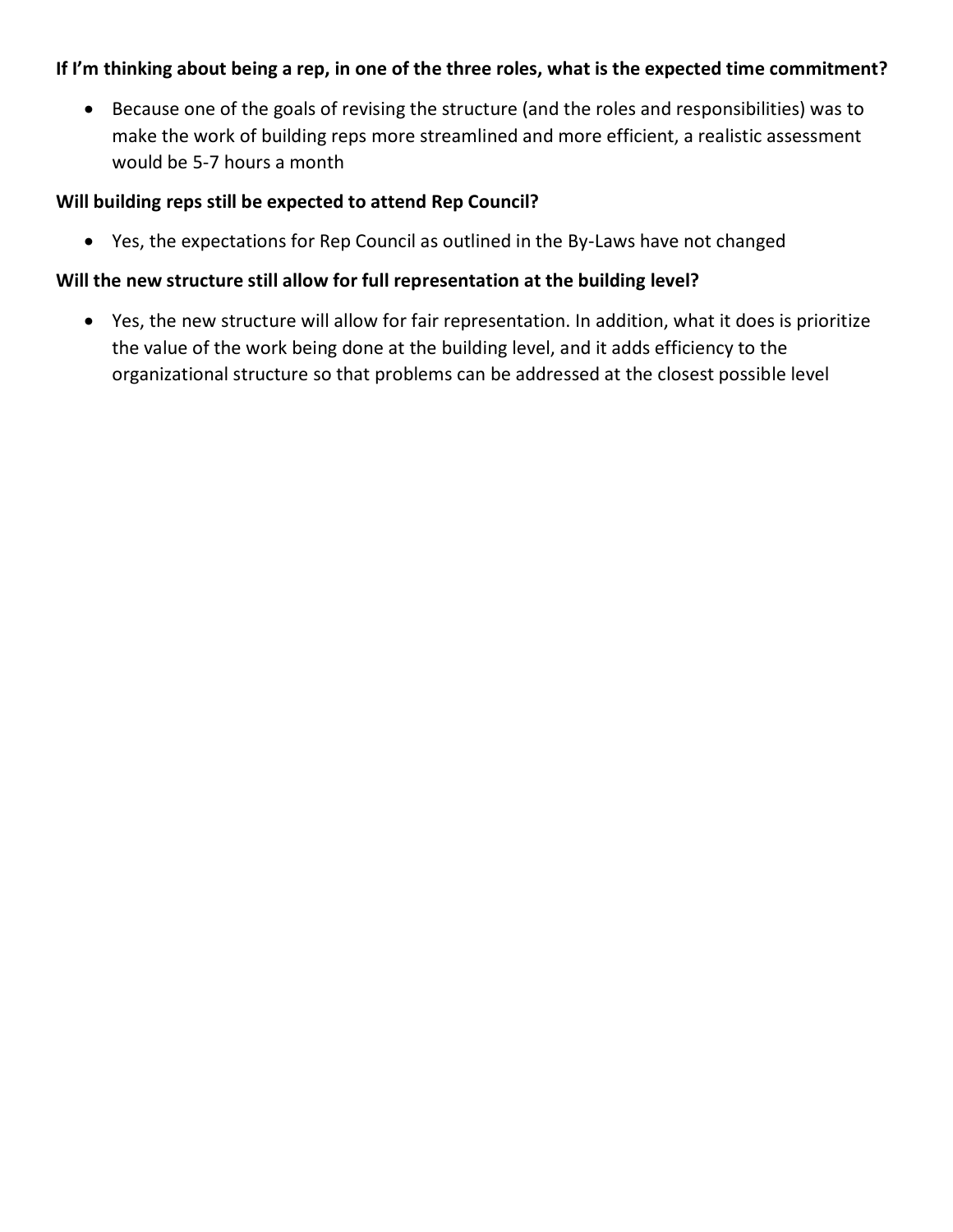**If I'm thinking about being a rep, in one of the three roles, what is the expected time commitment?**

- Because one of the goals of revising the structure (and the roles and responsibilities) was to make the work of building reps more streamlined and more efficient, a realistic assessment would be 5-7 hours a month

**Will building reps still be expected to attend Rep Council?**

- Yes, the expectations for Rep Council as outlined in the By-Laws have not changed

**Will the new structure still allow for full representation at the building level?**

- Yes, the new structure will allow for fair representation. In addition, what it does is prioritize the value of the work being done at the building level, and it adds efficiency to the organizational structure so that problems can be addressed at the closest possible level